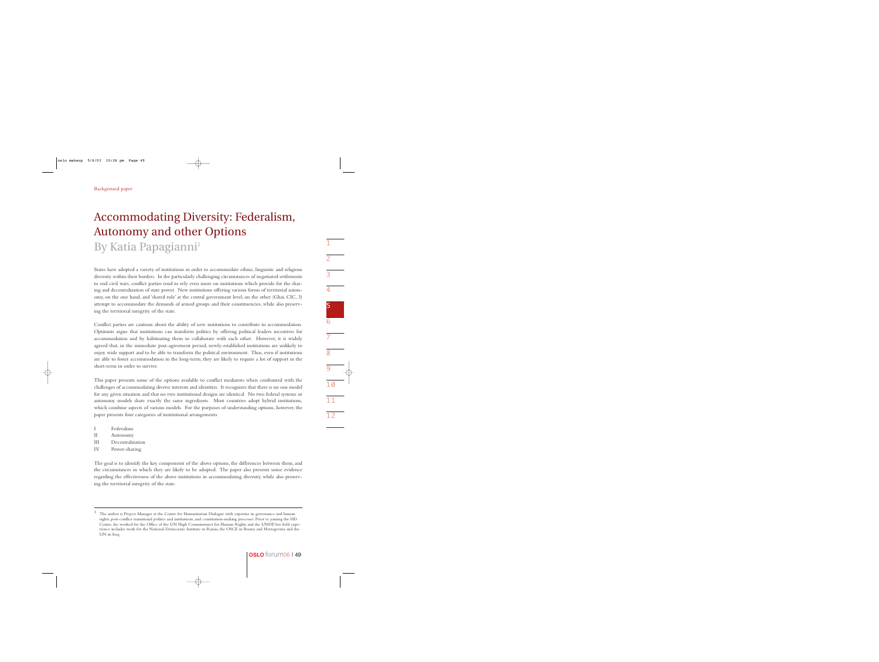Background paper

# Accommodating Diversity: Federalism, Autonomy and other Options

## By Katia Papagianni[1]

States have adopted a variety of institutions in order to accommodate ethnic, linguistic and religious diversity within their borders. In the particularly challenging circumstances of negotiated settlements to end civil wars, conflict parties tend to rely even more on institutions which provide for the sharing and decentralization of state power. New institutions offering various forms of territorial autonomy, on the one hand, and 'shared rule' at the central government level, on the other (Ghai, CIC, 3) attempt to accommodate the demands of armed groups and their constituencies, while also preserving the territorial integrity of the state.

Conflict parties are cautious about the ability of new institutions to contribute to accommodation. Optimists argue that institutions can transform politics by offering political leaders incentives for accommodation and by habituating them to collaborate with each other. However, it is widely agreed that, in the immediate post-agreement period, newly-established institutions are unlikely to enjoy wide support and to be able to transform the political environment. Thus, even if institutions are able to foster accommodation in the long-term, they are likely to require a lot of support in the short-term in order to survive.

This paper presents some of the options available to conflict mediators when confronted with the challenges of accommodating diverse interests and identities. It recognizes that there is no one model for any given situation and that no two institutional designs are identical. No two federal systems or autonomy models share exactly the same ingredients. Most countries adopt hybrid institutions, which combine aspects of various models. For the purposes of understanding options, however, the paper presents four categories of institutional arrangements:

I Federalism
II Autonomy
III Decentralization
IV Power-sharing

The goal is to identify the key components of the above options, the differences between them, and the circumstances in which they are likely to be adopted. The paper also presents some evidence regarding the effectiveness of the above institutions in accommodating diversity, while also preserving the territorial integrity of the state.

---

[1] The author is Project Manager at the Centre for Humanitarian Dialogue with expertise in governance and human rights, post-conflict transitional politics and institutions, and constitution-making processes. Prior to joining the HD Centre, she worked for the Office of the UN High Commissioner for Human Rights and the UNDP, her field experience includes work for the National Democratic Institute in Russia, the OSCE in Bosnia and Herzegovina and the UN in Iraq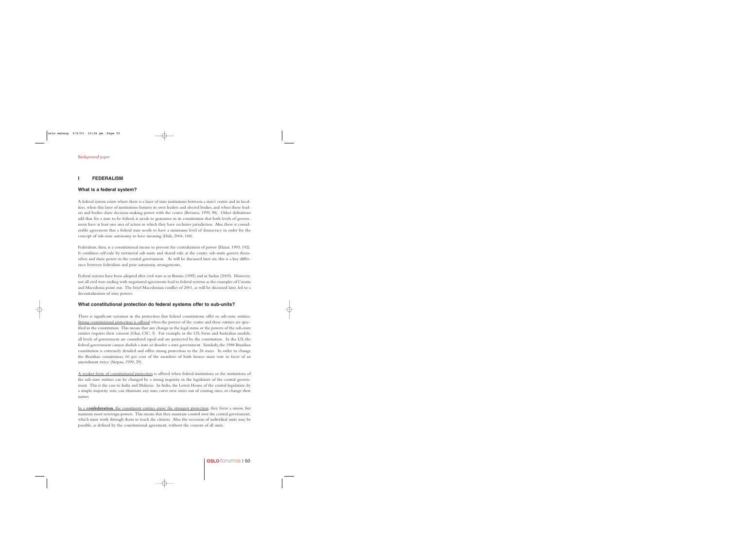## I FEDERALISM

### What is a federal system?

A federal system exists where there is a layer of state institutions between a state's centre and its localities, when this layer of institutions features its own leaders and elected bodies, and when those leaders and bodies share decision-making power with the center (Bermeo, 1999, 98). Other definitions add that, for a state to be federal, it needs to guarantee in its constitution that both levels of government have at least one area of action in which they have exclusive jurisdiction. Also, there is considerable agreement that a federal state needs to have a minimum level of democracy in order for the concept of sub-state autonomy to have meaning (Hale, 2004, 168).

Federalism, then, is a constitutional means to prevent the centralization of power (Elazar, 1993, 192). It combines self-rule by territorial sub-units and shared rule at the centre: sub-units govern themselves and share power in the central government. As will be discussed later on, this is a key difference between federalism and pure autonomy arrangements.

Federal systems have been adopted after civil wars as in Bosnia (1995) and in Sudan (2005). However, not all civil wars ending with negotiated agreements lead to federal systems as the examples of Croatia and Macedonia point out. The brief Macedonian conflict of 2001, as will be discussed later, led to a decentralization of state powers.

### What constitutional protection do federal systems offer to sub-units?

There is significant variation in the protection that federal constitutions offer to sub-state entities. Strong constitutional protection is offered when the powers of the centre and these entities are specified in the constitution. This means that any change in the legal status or the powers of the sub-state entities requires their consent (Ghai, CIC, 3). For example, in the US, Swiss and Australian models, all levels of government are considered equal and are protected by the constitution. In the US, the federal government cannot abolish a state or dissolve a state government. Similarly, the 1988 Brazilian constitution is extremely detailed and offers strong protection to the 26 states. In order to change the Brazilian constitution, 60 per cent of the members of both houses must vote in favor of an amendment twice (Stepan, 1999, 29).

A weaker form of constitutional protection is offered when federal institutions or the institutions of the sub-state entities can be changed by a strong majority in the legislature of the central government. This is the case in India and Malaysia. In India, the Lower House of the central legislature, by a simple majority vote, can eliminate any state, carve new states out of existing ones, or change their names.

In a **confederation**, the constituent entities enjoy the strongest protection: they form a union, but maintain most sovereign powers. This means that they maintain control over the central government, which must work through them to reach the citizens. Also, the secession of individual units may be possible, as defined by the constitutional agreement, without the consent of all units.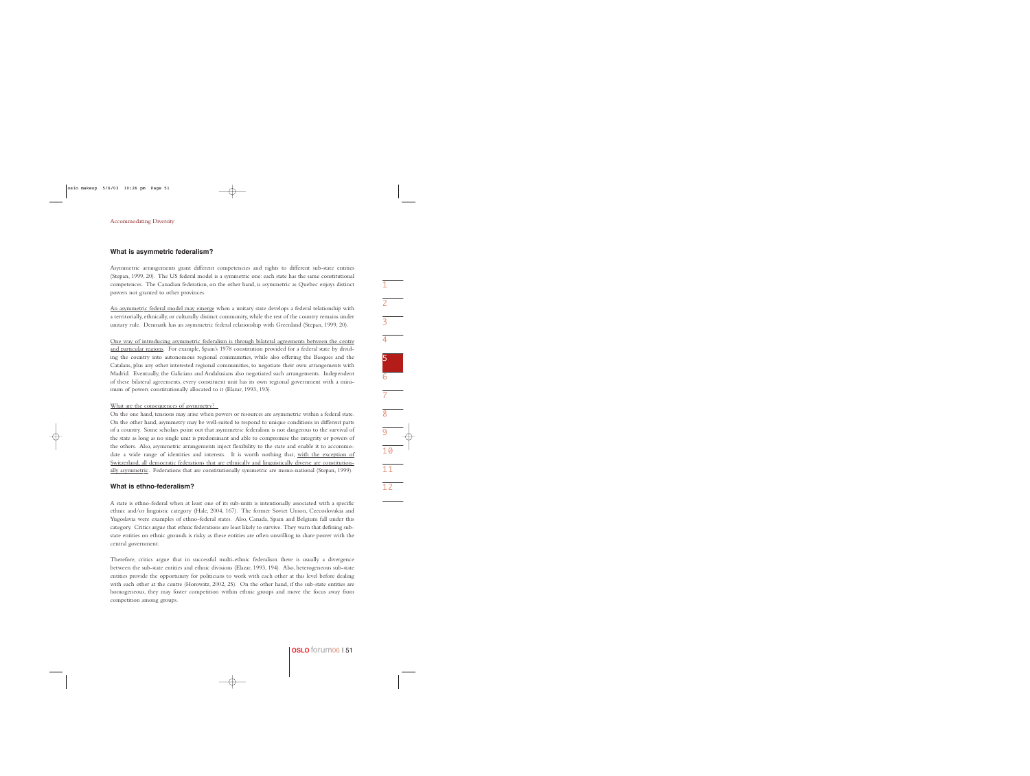### What is asymmetric federalism?

Asymmetric arrangements grant different competencies and rights to different sub-state entities (Stepan, 1999, 20). The US federal model is a symmetric one: each state has the same constitutional competences. The Canadian federation, on the other hand, is asymmetric as Quebec enjoys distinct powers not granted to other provinces.

An asymmetric federal model may emerge when a unitary state develops a federal relationship with a territorially, ethnically, or culturally distinct community, while the rest of the country remains under unitary rule. Denmark has an asymmetric federal relationship with Greenland (Stepan, 1999, 20).

One way of introducing asymmetric federalism is through bilateral agreements between the centre and particular regions. For example, Spain's 1978 constitution provided for a federal state by dividing the country into autonomous regional communities, while also offering the Basques and the Catalans, plus any other interested regional communities, to negotiate their own arrangements with Madrid. Eventually, the Galicians and Andalusians also negotiated such arrangements. Independent of these bilateral agreements, every constituent unit has its own regional government with a minimum of powers constitutionally allocated to it (Elazar, 1993, 193).

What are the consequences of asymmetry?

On the one hand, tensions may arise when powers or resources are asymmetric within a federal state. On the other hand, asymmetry may be well-suited to respond to unique conditions in different parts of a country. Some scholars point out that asymmetric federalism is not dangerous to the survival of the state as long as no single unit is predominant and able to compromise the integrity or powers of the others. Also, asymmetric arrangements inject flexibility to the state and enable it to accommodate a wide range of identities and interests. It is worth nothing that, with the exception of Switzerland, all democratic federations that are ethnically and linguistically diverse are constitutionally asymmetric. Federations that are constitutionally symmetric are mono-national (Stepan, 1999).

### What is ethno-federalism?

A state is ethno-federal when at least one of its sub-units is intentionally associated with a specific ethnic and/or linguistic category (Hale, 2004, 167). The former Soviet Union, Czecoslovakia and Yugoslavia were examples of ethno-federal states. Also, Canada, Spain and Belgium fall under this category. Critics argue that ethnic federations are least likely to survive. They warn that defining sub-state entities on ethnic grounds is risky as these entities are often unwilling to share power with the central government.

Therefore, critics argue that in successful multi-ethnic federalism there is usually a divergence between the sub-state entities and ethnic divisions (Elazar, 1993, 194). Also, heterogeneous sub-state entities provide the opportunity for politicians to work with each other at this level before dealing with each other at the centre (Horowitz, 2002, 25). On the other hand, if the sub-state entities are homogeneous, they may foster competition within ethnic groups and move the focus away from competition among groups.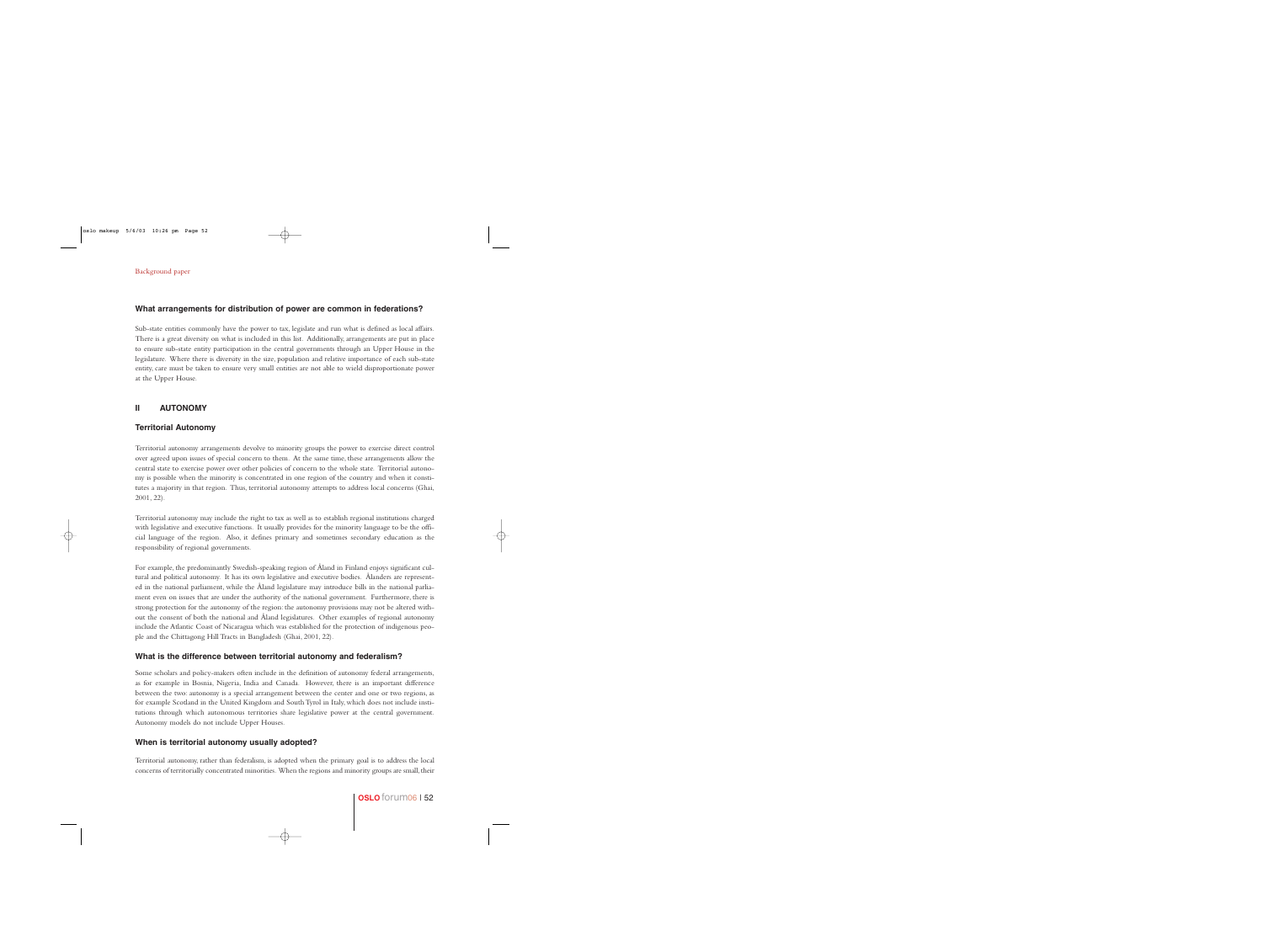### What arrangements for distribution of power are common in federations?

Sub-state entities commonly have the power to tax, legislate and run what is defined as local affairs. There is a great diversity on what is included in this list. Additionally, arrangements are put in place to ensure sub-state entity participation in the central governments through an Upper House in the legislature. Where there is diversity in the size, population and relative importance of each sub-state entity, care must be taken to ensure very small entities are not able to wield disproportionate power at the Upper House.

## II AUTONOMY

### Territorial Autonomy

Territorial autonomy arrangements devolve to minority groups the power to exercise direct control over agreed upon issues of special concern to them. At the same time, these arrangements allow the central state to exercise power over other policies of concern to the whole state. Territorial autonomy is possible when the minority is concentrated in one region of the country and when it constitutes a majority in that region. Thus, territorial autonomy attempts to address local concerns (Ghai, 2001, 22).

Territorial autonomy may include the right to tax as well as to establish regional institutions charged with legislative and executive functions. It usually provides for the minority language to be the official language of the region. Also, it defines primary and sometimes secondary education as the responsibility of regional governments.

For example, the predominantly Swedish-speaking region of Åland in Finland enjoys significant cultural and political autonomy. It has its own legislative and executive bodies. Ålanders are represented in the national parliament, while the Åland legislature may introduce bills in the national parliament even on issues that are under the authority of the national government. Furthermore, there is strong protection for the autonomy of the region: the autonomy provisions may not be altered without the consent of both the national and Åland legislatures. Other examples of regional autonomy include the Atlantic Coast of Nicaragua which was established for the protection of indigenous people and the Chittagong Hill Tracts in Bangladesh (Ghai, 2001, 22).

### What is the difference between territorial autonomy and federalism?

Some scholars and policy-makers often include in the definition of autonomy federal arrangements, as for example in Bosnia, Nigeria, India and Canada. However, there is an important difference between the two: autonomy is a special arrangement between the center and one or two regions, as for example Scotland in the United Kingdom and South Tyrol in Italy, which does not include institutions through which autonomous territories share legislative power at the central government. Autonomy models do not include Upper Houses.

### When is territorial autonomy usually adopted?

Territorial autonomy, rather than federalism, is adopted when the primary goal is to address the local concerns of territorially concentrated minorities. When the regions and minority groups are small, their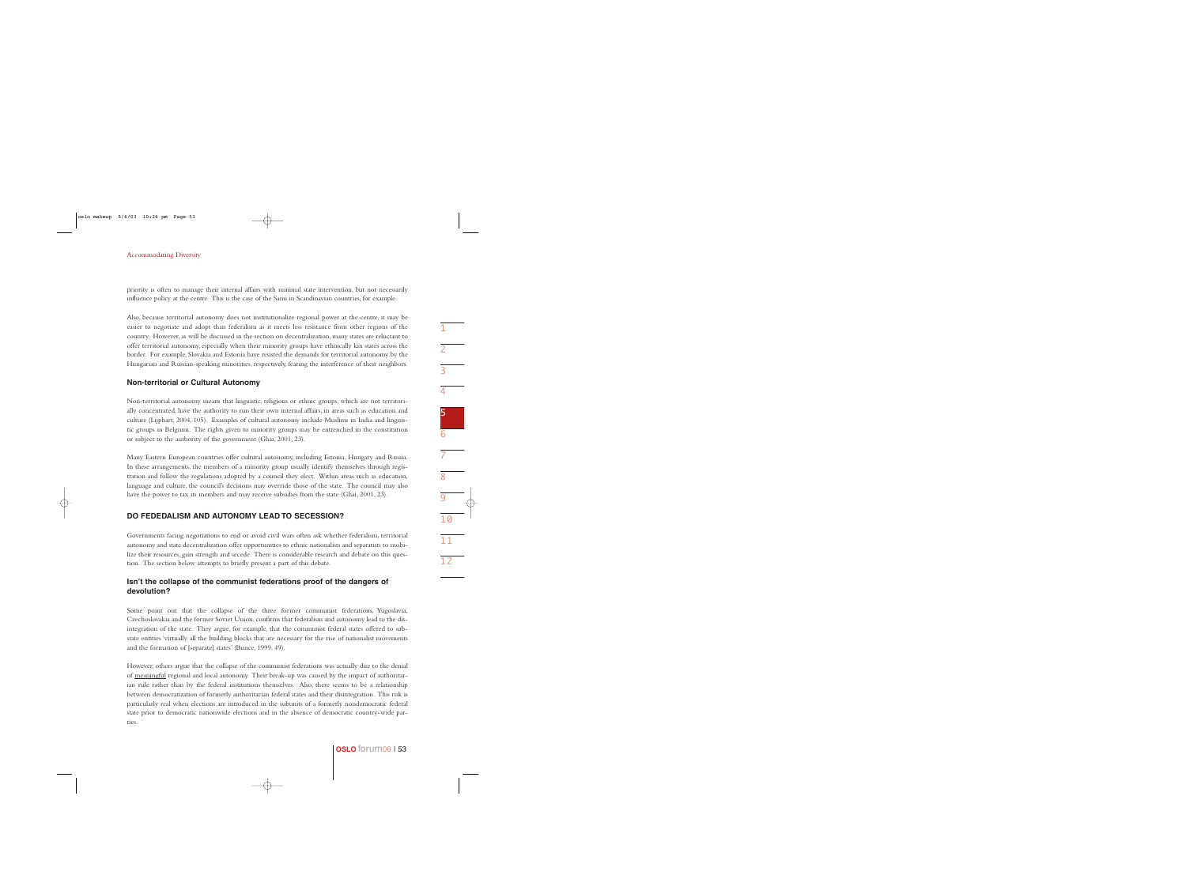priority is often to manage their internal affairs with minimal state intervention, but not necessarily influence policy at the centre. This is the case of the Sami in Scandinavian countries, for example.

Also, because territorial autonomy does not institutionalize regional power at the centre, it may be easier to negotiate and adopt than federalism as it meets less resistance from other regions of the country. However, as will be discussed in the section on decentralization, many states are reluctant to offer territorial autonomy, especially when their minority groups have ethnically kin states across the border. For example, Slovakia and Estonia have resisted the demands for territorial autonomy by the Hungarian and Russian-speaking minorities, respectively, fearing the interference of their neighbors.

### Non-territorial or Cultural Autonomy

Non-territorial autonomy means that linguistic, religious or ethnic groups, which are not territorially concentrated, have the authority to run their own internal affairs, in areas such as education and culture (Lijphart, 2004, 105). Examples of cultural autonomy include Muslims in India and linguistic groups in Belgium. The rights given to minority groups may be entrenched in the constitution or subject to the authority of the government (Ghai, 2001, 23).

Many Eastern European countries offer cultural autonomy, including Estonia, Hungary and Russia. In these arrangements, the members of a minority group usually identify themselves through registration and follow the regulations adopted by a council they elect. Within areas such as education, language and culture, the council's decisions may override those of the state. The council may also have the power to tax its members and may receive subsidies from the state (Ghai, 2001, 23).

## DO FEDEDALISM AND AUTONOMY LEAD TO SECESSION?

Governments facing negotiations to end or avoid civil wars often ask whether federalism, territorial autonomy and state decentralization offer opportunities to ethnic nationalists and separatists to mobilize their resources, gain strength and secede. There is considerable research and debate on this question. The section below attempts to briefly present a part of this debate.

### Isn't the collapse of the communist federations proof of the dangers of devolution?

Some point out that the collapse of the three former communist federations, Yugoslavia, Czechoslovakia and the former Soviet Union, confirms that federalism and autonomy lead to the disintegration of the state. They argue, for example, that the communist federal states offered to sub-state entities 'virtually all the building blocks that are necessary for the rise of nationalist movements and the formation of [separate] states' (Bunce, 1999, 49).

However, others argue that the collapse of the communist federations was actually due to the denial of meaningful regional and local autonomy. Their break-up was caused by the impact of authoritarian rule rather than by the federal institutions themselves. Also, there seems to be a relationship between democratization of formerly authoritarian federal states and their disintegration. This risk is particularly real when elections are introduced in the subunits of a formerly nondemocratic federal state prior to democratic nationwide elections and in the absence of democratic country-wide parties.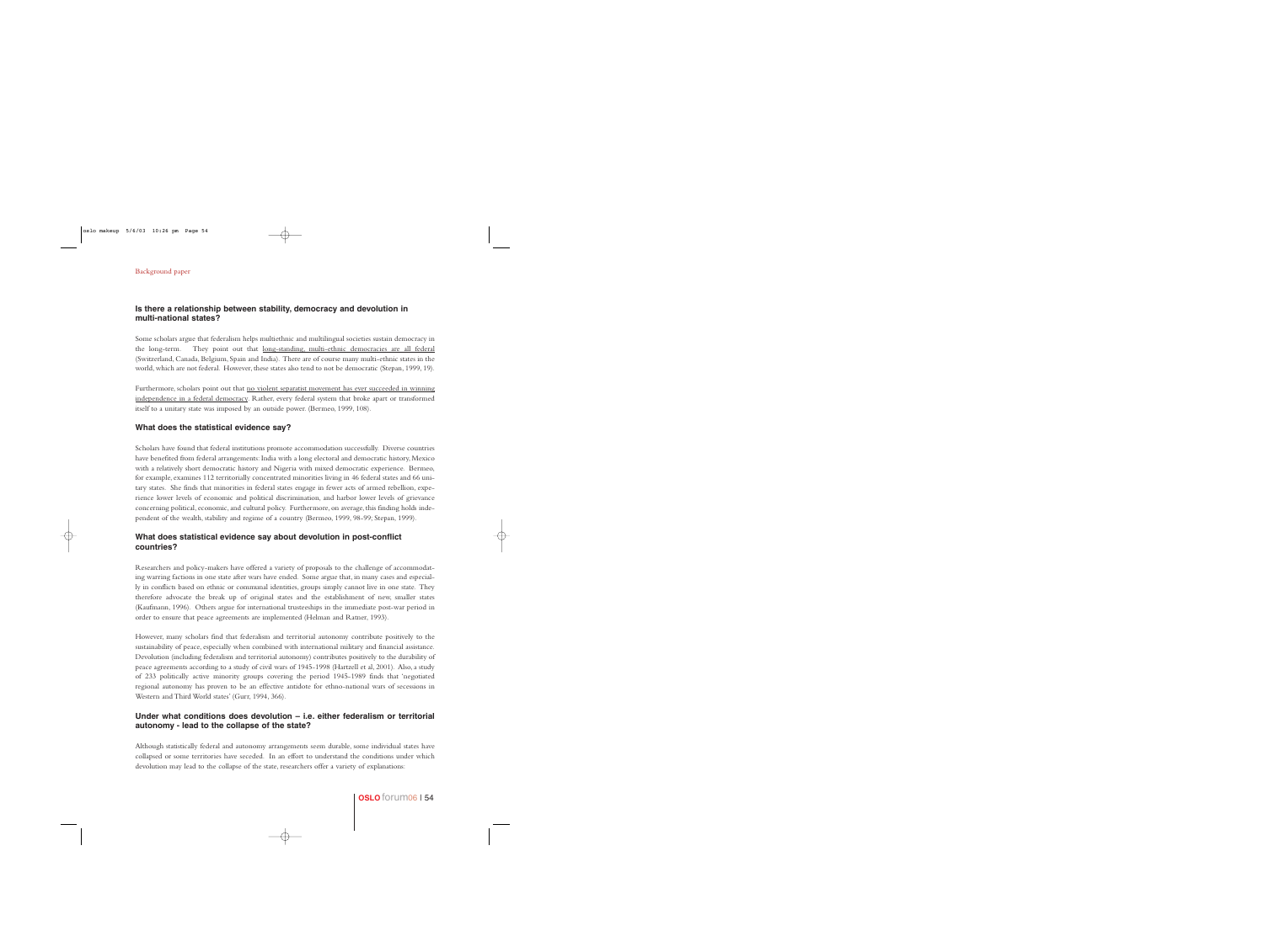Background paper

### Is there a relationship between stability, democracy and devolution in multi-national states?

Some scholars argue that federalism helps multiethnic and multilingual societies sustain democracy in the long-term. They point out that <u>long-standing, multi-ethnic democracies are all federal</u> (Switzerland, Canada, Belgium, Spain and India). There are of course many multi-ethnic states in the world, which are not federal. However, these states also tend to not be democratic (Stepan, 1999, 19).

Furthermore, scholars point out that <u>no violent separatist movement has ever succeeded in winning independence in a federal democracy</u>. Rather, every federal system that broke apart or transformed itself to a unitary state was imposed by an outside power. (Bermeo, 1999, 108).

### What does the statistical evidence say?

Scholars have found that federal institutions promote accommodation successfully. Diverse countries have benefited from federal arrangements: India with a long electoral and democratic history, Mexico with a relatively short democratic history and Nigeria with mixed democratic experience. Bermeo, for example, examines 112 territorially concentrated minorities living in 46 federal states and 66 unitary states. She finds that minorities in federal states engage in fewer acts of armed rebellion, experience lower levels of economic and political discrimination, and harbor lower levels of grievance concerning political, economic, and cultural policy. Furthermore, on average, this finding holds independent of the wealth, stability and regime of a country (Bermeo, 1999, 98-99; Stepan, 1999).

### What does statistical evidence say about devolution in post-conflict countries?

Researchers and policy-makers have offered a variety of proposals to the challenge of accommodating warring factions in one state after wars have ended. Some argue that, in many cases and especially in conflicts based on ethnic or communal identities, groups simply cannot live in one state. They therefore advocate the break up of original states and the establishment of new, smaller states (Kaufmann, 1996). Others argue for international trusteeships in the immediate post-war period in order to ensure that peace agreements are implemented (Helman and Ratner, 1993).

However, many scholars find that federalism and territorial autonomy contribute positively to the sustainability of peace, especially when combined with international military and financial assistance. Devolution (including federalism and territorial autonomy) contributes positively to the durability of peace agreements according to a study of civil wars of 1945-1998 (Hartzell et al, 2001). Also, a study of 233 politically active minority groups covering the period 1945-1989 finds that 'negotiated regional autonomy has proven to be an effective antidote for ethno-national wars of secessions in Western and Third World states' (Gurr, 1994, 366).

### Under what conditions does devolution – i.e. either federalism or territorial autonomy - lead to the collapse of the state?

Although statistically federal and autonomy arrangements seem durable, some individual states have collapsed or some territories have seceded. In an effort to understand the conditions under which devolution may lead to the collapse of the state, researchers offer a variety of explanations: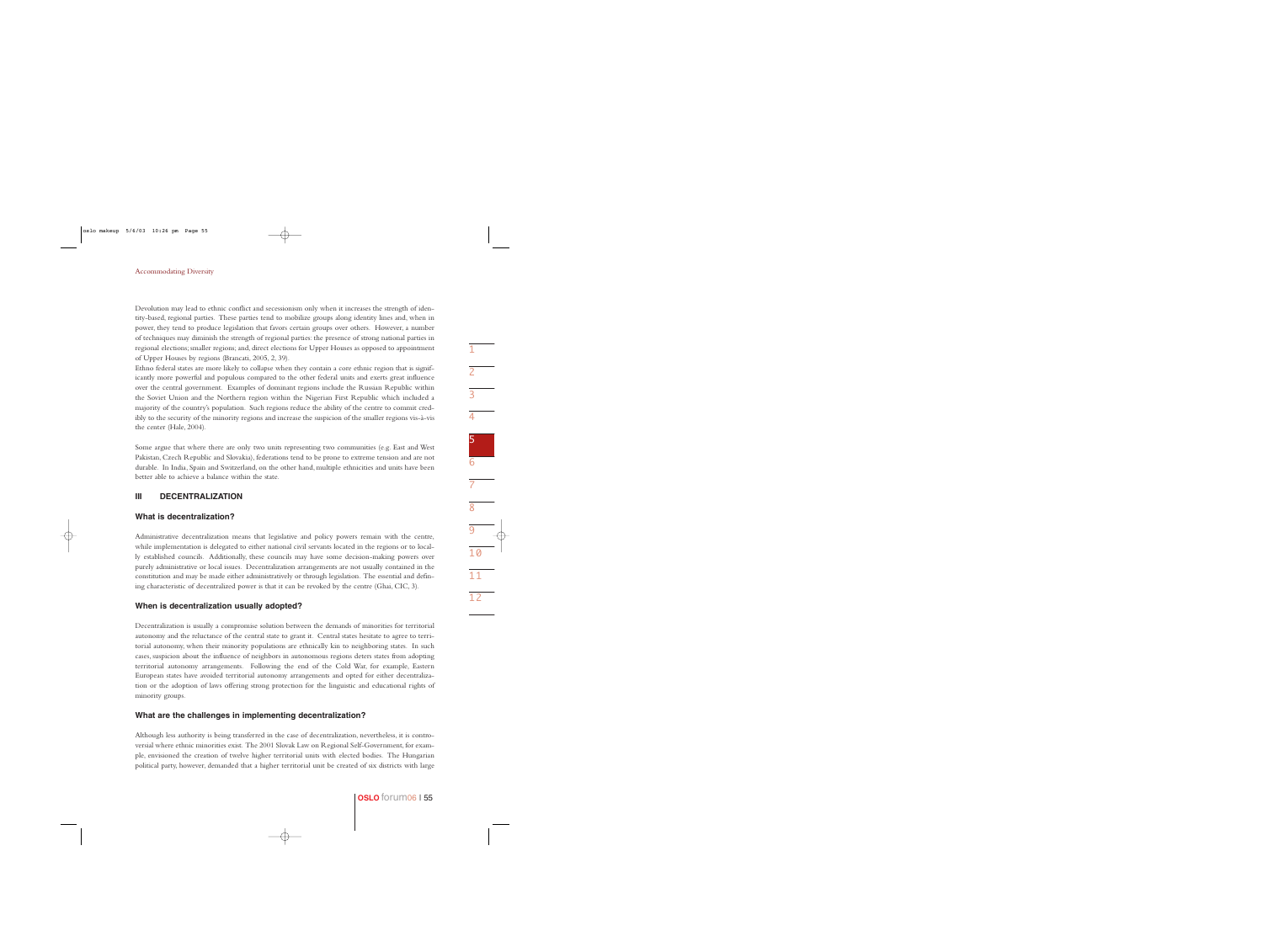Devolution may lead to ethnic conflict and secessionism only when it increases the strength of identity-based, regional parties. These parties tend to mobilize groups along identity lines and, when in power, they tend to produce legislation that favors certain groups over others. However, a number of techniques may diminish the strength of regional parties: the presence of strong national parties in regional elections; smaller regions; and, direct elections for Upper Houses as opposed to appointment of Upper Houses by regions (Brancati, 2005, 2, 39).

Ethno federal states are more likely to collapse when they contain a core ethnic region that is significantly more powerful and populous compared to the other federal units and exerts great influence over the central government. Examples of dominant regions include the Russian Republic within the Soviet Union and the Northern region within the Nigerian First Republic which included a majority of the country's population. Such regions reduce the ability of the centre to commit credibly to the security of the minority regions and increase the suspicion of the smaller regions vis-à-vis the center (Hale, 2004).

Some argue that where there are only two units representing two communities (e.g. East and West Pakistan, Czech Republic and Slovakia), federations tend to be prone to extreme tension and are not durable. In India, Spain and Switzerland, on the other hand, multiple ethnicities and units have been better able to achieve a balance within the state.

## III DECENTRALIZATION

### What is decentralization?

Administrative decentralization means that legislative and policy powers remain with the centre, while implementation is delegated to either national civil servants located in the regions or to locally established councils. Additionally, these councils may have some decision-making powers over purely administrative or local issues. Decentralization arrangements are not usually contained in the constitution and may be made either administratively or through legislation. The essential and defining characteristic of decentralized power is that it can be revoked by the centre (Ghai, CIC, 3).

### When is decentralization usually adopted?

Decentralization is usually a compromise solution between the demands of minorities for territorial autonomy and the reluctance of the central state to grant it. Central states hesitate to agree to territorial autonomy, when their minority populations are ethnically kin to neighboring states. In such cases, suspicion about the influence of neighbors in autonomous regions deters states from adopting territorial autonomy arrangements. Following the end of the Cold War, for example, Eastern European states have avoided territorial autonomy arrangements and opted for either decentralization or the adoption of laws offering strong protection for the linguistic and educational rights of minority groups.

### What are the challenges in implementing decentralization?

Although less authority is being transferred in the case of decentralization, nevertheless, it is controversial where ethnic minorities exist. The 2001 Slovak Law on Regional Self-Government, for example, envisioned the creation of twelve higher territorial units with elected bodies. The Hungarian political party, however, demanded that a higher territorial unit be created of six districts with large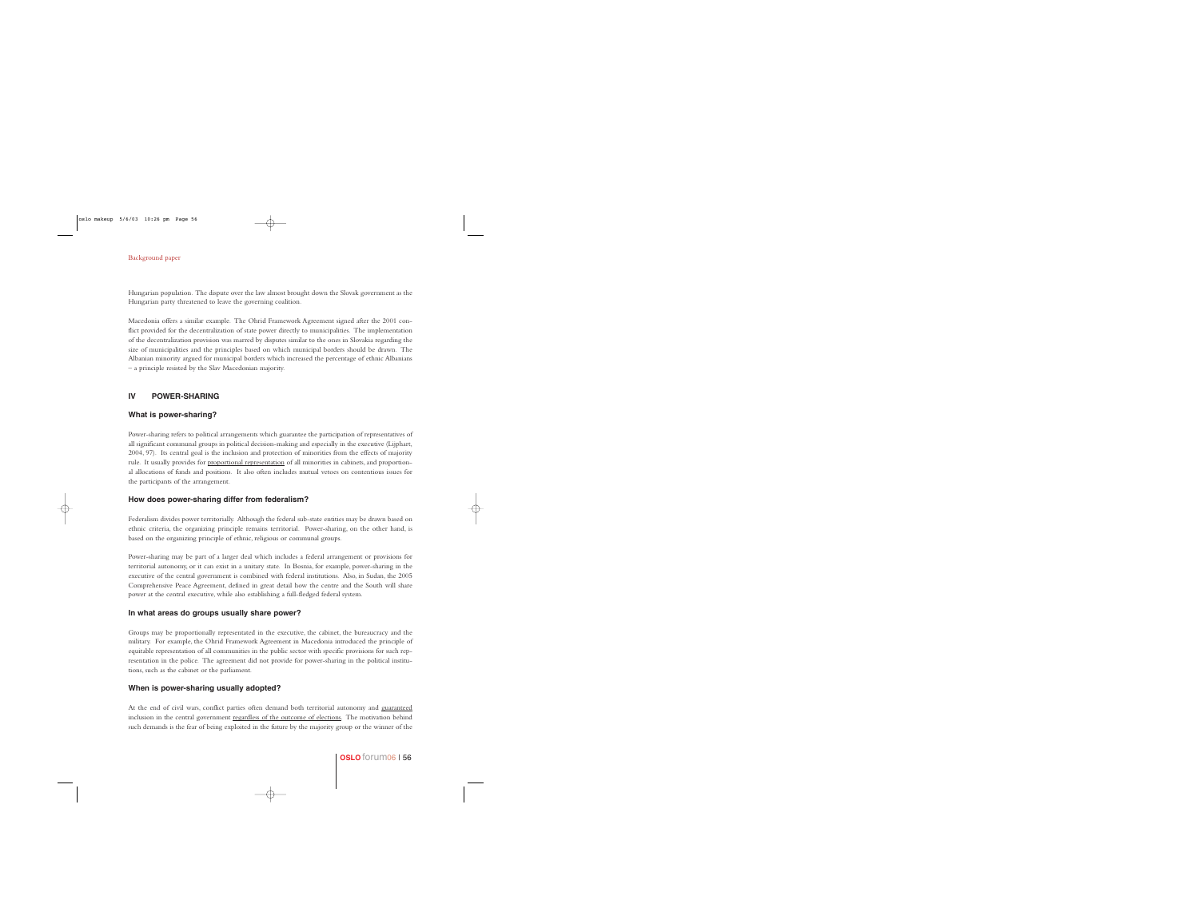Hungarian population. The dispute over the law almost brought down the Slovak government as the Hungarian party threatened to leave the governing coalition.

Macedonia offers a similar example. The Ohrid Framework Agreement signed after the 2001 conflict provided for the decentralization of state power directly to municipalities. The implementation of the decentralization provision was marred by disputes similar to the ones in Slovakia regarding the size of municipalities and the principles based on which municipal borders should be drawn. The Albanian minority argued for municipal borders which increased the percentage of ethnic Albanians – a principle resisted by the Slav Macedonian majority.

## IV POWER-SHARING

### What is power-sharing?

Power-sharing refers to political arrangements which guarantee the participation of representatives of all significant communal groups in political decision-making and especially in the executive (Lijphart, 2004, 97). Its central goal is the inclusion and protection of minorities from the effects of majority rule. It usually provides for proportional representation of all minorities in cabinets, and proportional allocations of funds and positions. It also often includes mutual vetoes on contentious issues for the participants of the arrangement.

### How does power-sharing differ from federalism?

Federalism divides power territorially. Although the federal sub-state entities may be drawn based on ethnic criteria, the organizing principle remains territorial. Power-sharing, on the other hand, is based on the organizing principle of ethnic, religious or communal groups.

Power-sharing may be part of a larger deal which includes a federal arrangement or provisions for territorial autonomy, or it can exist in a unitary state. In Bosnia, for example, power-sharing in the executive of the central government is combined with federal institutions. Also, in Sudan, the 2005 Comprehensive Peace Agreement, defined in great detail how the centre and the South will share power at the central executive, while also establishing a full-fledged federal system.

### In what areas do groups usually share power?

Groups may be proportionally represented in the executive, the cabinet, the bureaucracy and the military. For example, the Ohrid Framework Agreement in Macedonia introduced the principle of equitable representation of all communities in the public sector with specific provisions for such representation in the police. The agreement did not provide for power-sharing in the political institutions, such as the cabinet or the parliament.

### When is power-sharing usually adopted?

At the end of civil wars, conflict parties often demand both territorial autonomy and guaranteed inclusion in the central government regardless of the outcome of elections. The motivation behind such demands is the fear of being exploited in the future by the majority group or the winner of the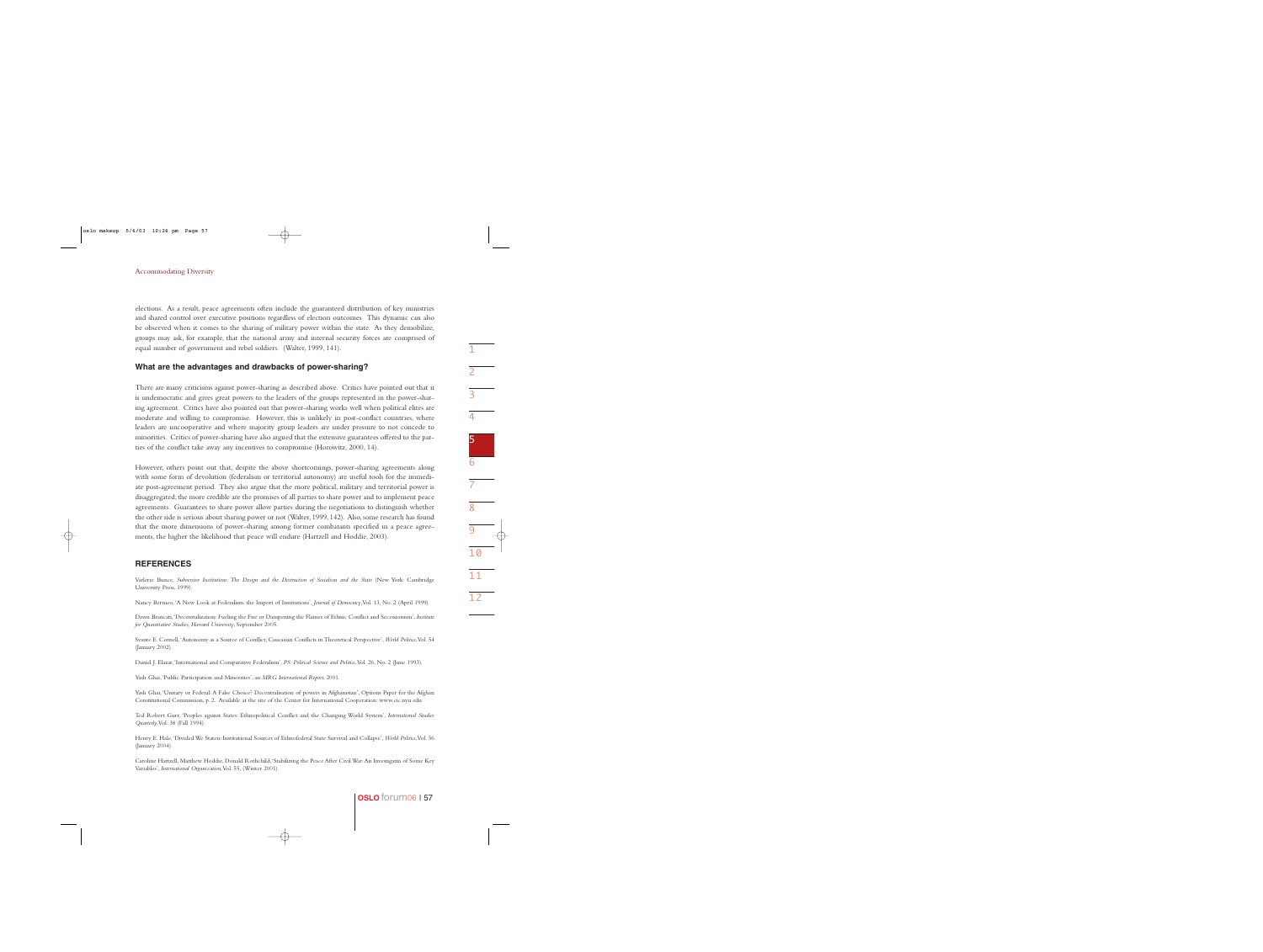elections. As a result, peace agreements often include the guaranteed distribution of key ministries and shared control over executive positions regardless of election outcomes. This dynamic can also be observed when it comes to the sharing of military power within the state. As they demobilize, groups may ask, for example, that the national army and internal security forces are comprised of equal number of government and rebel soldiers. (Walter, 1999, 141).

### What are the advantages and drawbacks of power-sharing?

There are many criticisms against power-sharing as described above. Critics have pointed out that it is undemocratic and gives great powers to the leaders of the groups represented in the power-sharing agreement. Critics have also pointed out that power-sharing works well when political elites are moderate and willing to compromise. However, this is unlikely in post-conflict countries, where leaders are uncooperative and where majority group leaders are under pressure to not concede to minorities. Critics of power-sharing have also argued that the extensive guarantees offered to the parties of the conflict take away any incentives to compromise (Horowitz, 2000, 14).

However, others point out that, despite the above shortcomings, power-sharing agreements along with some form of devolution (federalism or territorial autonomy) are useful tools for the immediate post-agreement period. They also argue that the more political, military and territorial power is disaggregated; the more credible are the promises of all parties to share power and to implement peace agreements. Guarantees to share power allow parties during the negotiations to distinguish whether the other side is serious about sharing power or not (Walter, 1999, 142). Also, some research has found that the more dimensions of power-sharing among former combatants specified in a peace agreements, the higher the likelihood that peace will endure (Hartzell and Hoddie, 2003).

## REFERENCES

Varlerie Bunce, *Subversive Institutions: The Design and the Destruction of Socialism and the State* (New York: Cambridge University Press, 1999).

Nancy Bermeo, 'A New Look at Federalism: the Import of Institutions', *Journal of Democracy*, Vol. 13, No. 2 (April 1999).

Dawn Brancati, 'Decentralization: Fueling the Fire or Dampening the Flames of Ethnic Conflict and Secessionism', *Institute for Quantitative Studies, Harvard University*, September 2005.

Svante E. Cornell, 'Autonomy as a Source of Conflict; Caucasian Conflicts in Theoretical Perspective', *World Politics*, Vol. 54 (January 2002).

Daniel J. Elazar, 'International and Comparative Federalism', *PS: Political Science and Politics*, Vol. 26, No. 2 (June 1993).

Yash Ghai, 'Public Participation and Minorities', an *MRG International Report*, 2001.

Yash Ghai, 'Unitary or Federal: A False Choice? Decentralisation of powers in Afghanistan', Options Paper for the Afghan Constitutional Commission, p. 2. Available at the site of the Center for International Cooperation: www.cic.nyu.edu

Ted Robert Gurr, 'Peoples against States: Ethnopolitical Conflict and the Changing World System', *International Studies Quarterly*, Vol. 38 (Fall 1994).

Henry E. Hale, 'Divided We Staten: Institutional Sources of Ethnofederal State Survival and Collapse', *World Politics*, Vol. 56 (January 2004).

Caroline Hartzell, Matthew Hoddie, Donald Rothchild, 'Stabilizing the Peace After Civil War: An Investigatin of Some Key Variables', *International Organization*, Vol. 55, (Winter 2001).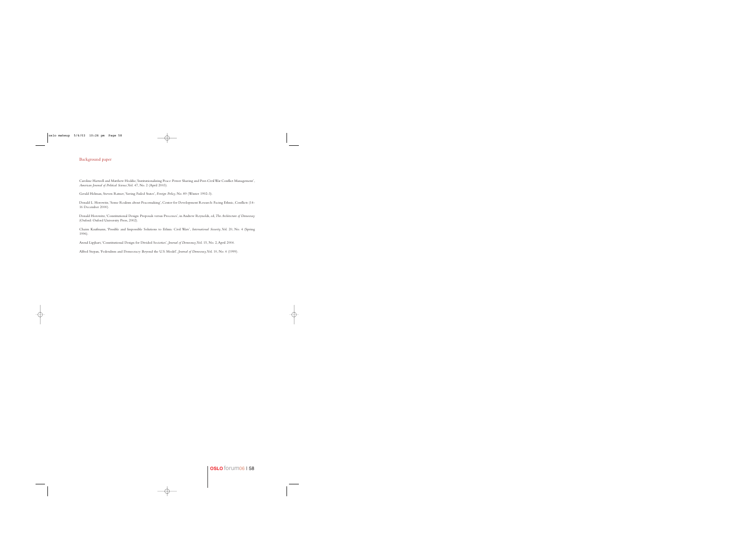Background paper

Caroline Hartzell and Matthew Hoddie, 'Institutionalizing Peace: Power Sharing and Post-Civil War Conflict Management', *American Journal of Political Science*, Vol. 47, No. 2 (April 2003).

Gerald Helman, Steven Ratner, 'Saving Failed States', *Foreign Policy*, No. 89 (Winter 1992-3).

Donald L. Horowitz, 'Some Realism about Peacemaking', Center for Development Research: Facing Ethnic, Conflicts (14-16 December 2000).

Donald Horowitz, 'Constitutional Design: Proposals versus Processes', in Andrew Reynolds, ed, *The Architecture of Democracy* (Oxford: Oxford University Press, 2002).

Chaim Kaufmann, 'Possible and Impossible Solutions to Ethnic Civil Wars', *International Security*, Vol. 20, No. 4 (Spring 1996).

Arend Lijphart, 'Constitutional Design for Divided Societies', *Journal of Democracy*, Vol. 15, No. 2, April 2004.

Alfred Stepan, 'Federalism and Democracy: Beyond the U.S. Model', *Journal of Democracy*, Vol. 10, No. 4 (1999).